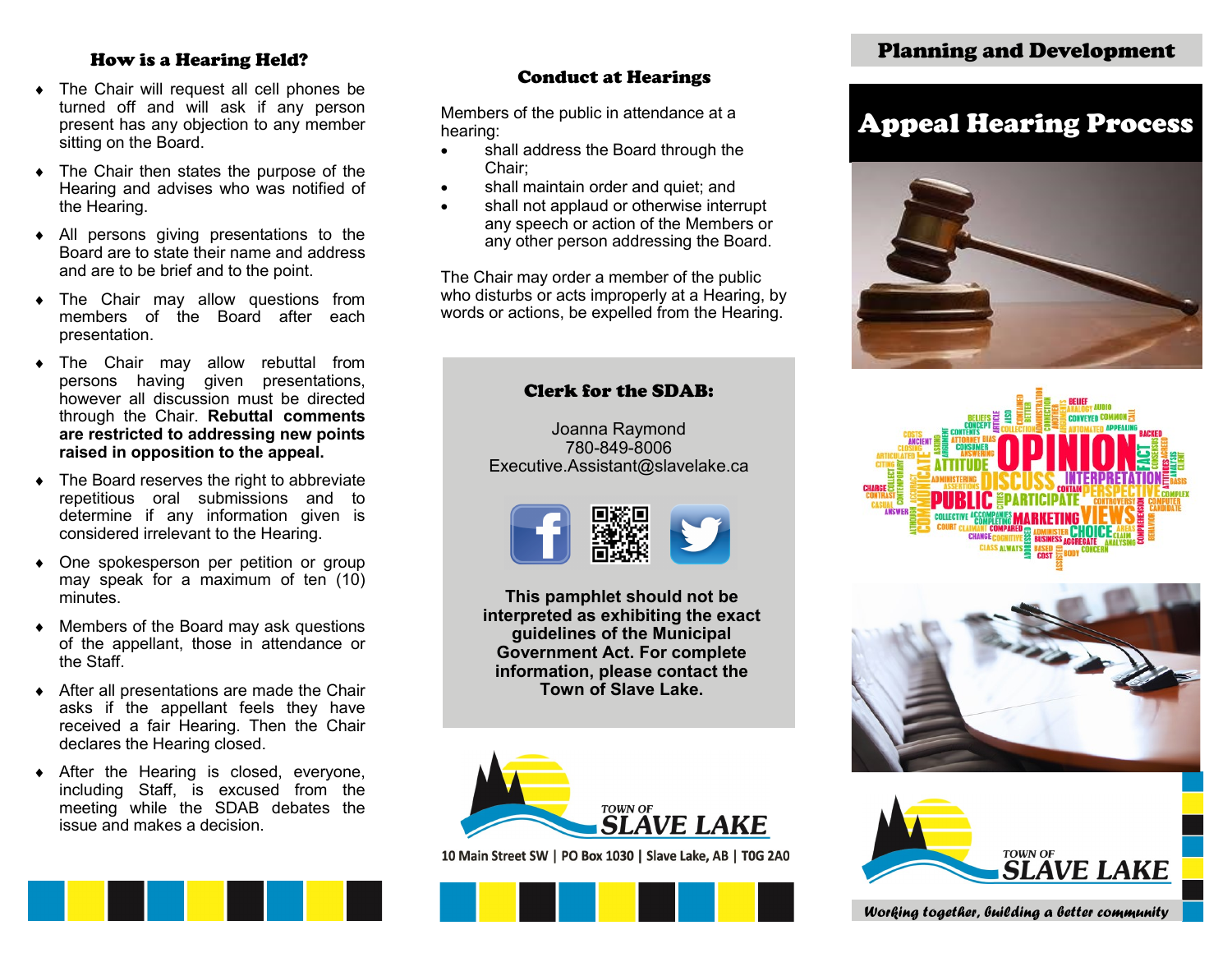## How is a Hearing Held?

- The Chair will request all cell phones be turned off and will ask if any person present has any objection to any member sitting on the Board.
- The Chair then states the purpose of the Hearing and advises who was notified of the Hearing.
- All persons giving presentations to the Board are to state their name and address and are to be brief and to the point.
- The Chair may allow questions from members of the Board after each presentation.
- The Chair may allow rebuttal from persons having given presentations, however all discussion must be directed through the Chair. **Rebuttal comments are restricted to addressing new points raised in opposition to the appeal.**
- The Board reserves the right to abbreviate repetitious oral submissions and to determine if any information given is considered irrelevant to the Hearing.
- One spokesperson per petition or group may speak for a maximum of ten (10) minutes.
- Members of the Board may ask questions of the appellant, those in attendance or the Staff.
- After all presentations are made the Chair asks if the appellant feels they have received a fair Hearing. Then the Chair declares the Hearing closed.
- After the Hearing is closed, everyone, including Staff, is excused from the meeting while the SDAB debates the issue and makes a decision.

## Conduct at Hearings

Members of the public in attendance at a hearing:

- shall address the Board through the Chair;
- shall maintain order and quiet; and
- shall not applaud or otherwise interrupt any speech or action of the Members or any other person addressing the Board.

The Chair may order a member of the public who disturbs or acts improperly at a Hearing, by words or actions, be expelled from the Hearing.

### Clerk for the SDAB:

Joanna Raymond
780-849-8006
Executive.Assistant@slavelake.ca

**This pamphlet should not be interpreted as exhibiting the exact guidelines of the Municipal Government Act. For complete information, please contact the Town of Slave Lake.**

TOWN OF SLAVE LAKE

10 Main Street SW | PO Box 1030 | Slave Lake, AB | T0G 2A0

## Planning and Development

# Appeal Hearing Process

TOWN OF SLAVE LAKE

*Working together, building a better community*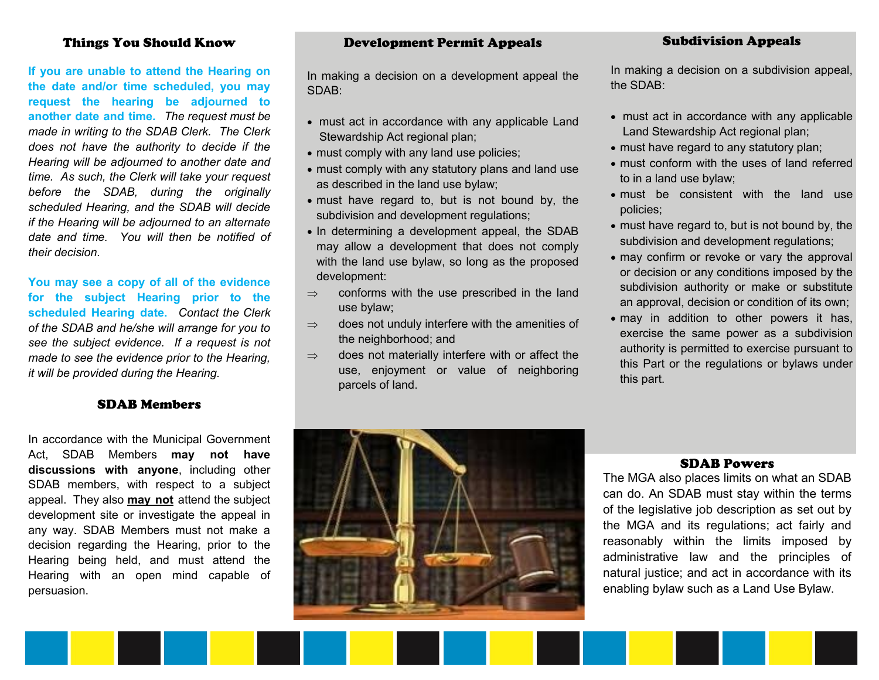## Things You Should Know

**If you are unable to attend the Hearing on the date and/or time scheduled, you may request the hearing be adjourned to another date and time.** *The request must be made in writing to the SDAB Clerk. The Clerk does not have the authority to decide if the Hearing will be adjourned to another date and time. As such, the Clerk will take your request before the SDAB, during the originally scheduled Hearing, and the SDAB will decide if the Hearing will be adjourned to an alternate date and time. You will then be notified of their decision.*

**You may see a copy of all of the evidence for the subject Hearing prior to the scheduled Hearing date.** *Contact the Clerk of the SDAB and he/she will arrange for you to see the subject evidence. If a request is not made to see the evidence prior to the Hearing, it will be provided during the Hearing.*

## SDAB Members

In accordance with the Municipal Government Act, SDAB Members **may not have discussions with anyone**, including other SDAB members, with respect to a subject appeal. They also **may not** attend the subject development site or investigate the appeal in any way. SDAB Members must not make a decision regarding the Hearing, prior to the Hearing being held, and must attend the Hearing with an open mind capable of persuasion.

## Development Permit Appeals

In making a decision on a development appeal the SDAB:

- must act in accordance with any applicable Land Stewardship Act regional plan;
- must comply with any land use policies;
- must comply with any statutory plans and land use as described in the land use bylaw;
- must have regard to, but is not bound by, the subdivision and development regulations;
- In determining a development appeal, the SDAB may allow a development that does not comply with the land use bylaw, so long as the proposed development:
  - ⇒ conforms with the use prescribed in the land use bylaw;
  - ⇒ does not unduly interfere with the amenities of the neighborhood; and
  - ⇒ does not materially interfere with or affect the use, enjoyment or value of neighboring parcels of land.

## Subdivision Appeals

In making a decision on a subdivision appeal, the SDAB:

- must act in accordance with any applicable Land Stewardship Act regional plan;
- must have regard to any statutory plan;
- must conform with the uses of land referred to in a land use bylaw;
- must be consistent with the land use policies;
- must have regard to, but is not bound by, the subdivision and development regulations;
- may confirm or revoke or vary the approval or decision or any conditions imposed by the subdivision authority or make or substitute an approval, decision or condition of its own;
- may in addition to other powers it has, exercise the same power as a subdivision authority is permitted to exercise pursuant to this Part or the regulations or bylaws under this part.

## SDAB Powers

The MGA also places limits on what an SDAB can do. An SDAB must stay within the terms of the legislative job description as set out by the MGA and its regulations; act fairly and reasonably within the limits imposed by administrative law and the principles of natural justice; and act in accordance with its enabling bylaw such as a Land Use Bylaw.